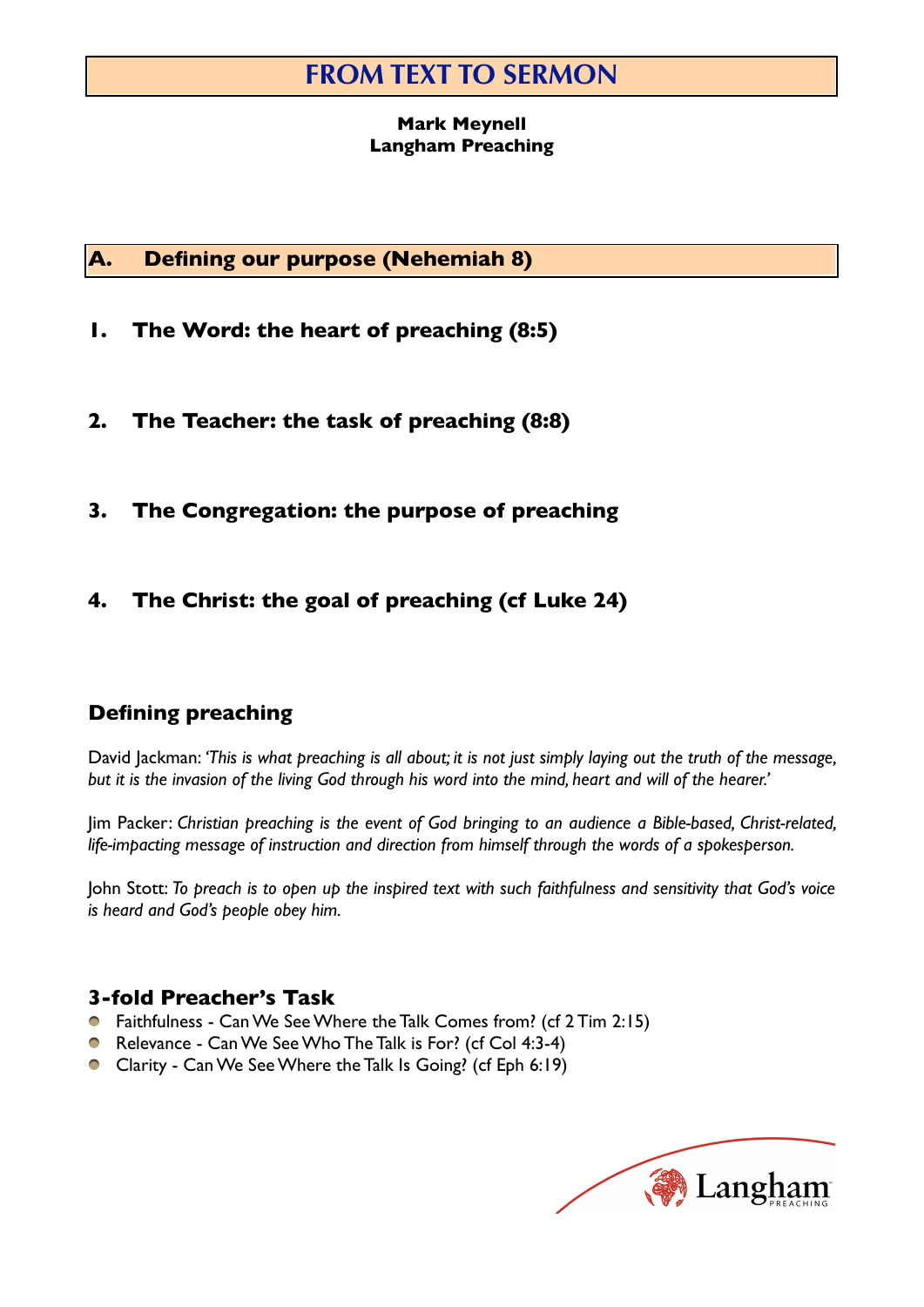# FROM TEXT TO SERMON

**Mark Meynell**
**Langham Preaching**

## A. Defining our purpose (Nehemiah 8)

### 1. The Word: the heart of preaching (8:5)

### 2. The Teacher: the task of preaching (8:8)

### 3. The Congregation: the purpose of preaching

### 4. The Christ: the goal of preaching (cf Luke 24)

## Defining preaching

David Jackman: *'This is what preaching is all about; it is not just simply laying out the truth of the message, but it is the invasion of the living God through his word into the mind, heart and will of the hearer.'*

Jim Packer: *Christian preaching is the event of God bringing to an audience a Bible-based, Christ-related, life-impacting message of instruction and direction from himself through the words of a spokesperson.*

John Stott: *To preach is to open up the inspired text with such faithfulness and sensitivity that God's voice is heard and God's people obey him.*

## 3-fold Preacher's Task

- Faithfulness - Can We See Where the Talk Comes from? (cf 2 Tim 2:15)
- Relevance - Can We See Who The Talk is For? (cf Col 4:3-4)
- Clarity - Can We See Where the Talk Is Going? (cf Eph 6:19)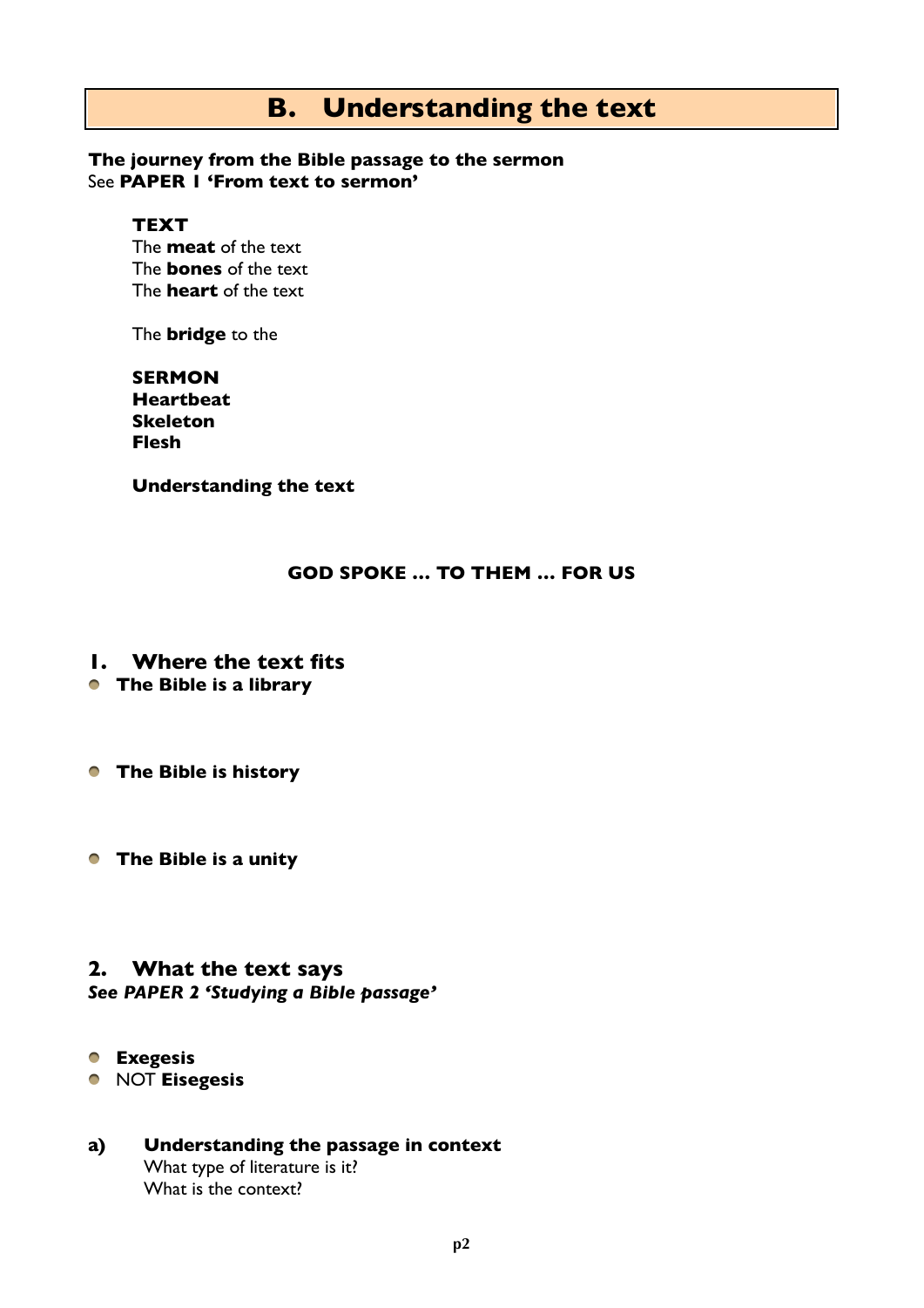# B. Understanding the text

**The journey from the Bible passage to the sermon**
See **PAPER 1 'From text to sermon'**

**TEXT**
The **meat** of the text
The **bones** of the text
The **heart** of the text

The **bridge** to the

**SERMON**
**Heartbeat**
**Skeleton**
**Flesh**

**Understanding the text**

**GOD SPOKE … TO THEM … FOR US**

## 1. Where the text fits

- **The Bible is a library**

- **The Bible is history**

- **The Bible is a unity**

## 2. What the text says

***See PAPER 2 'Studying a Bible passage'***

- **Exegesis**
- NOT **Eisegesis**

### a) Understanding the passage in context

What type of literature is it?
What is the context?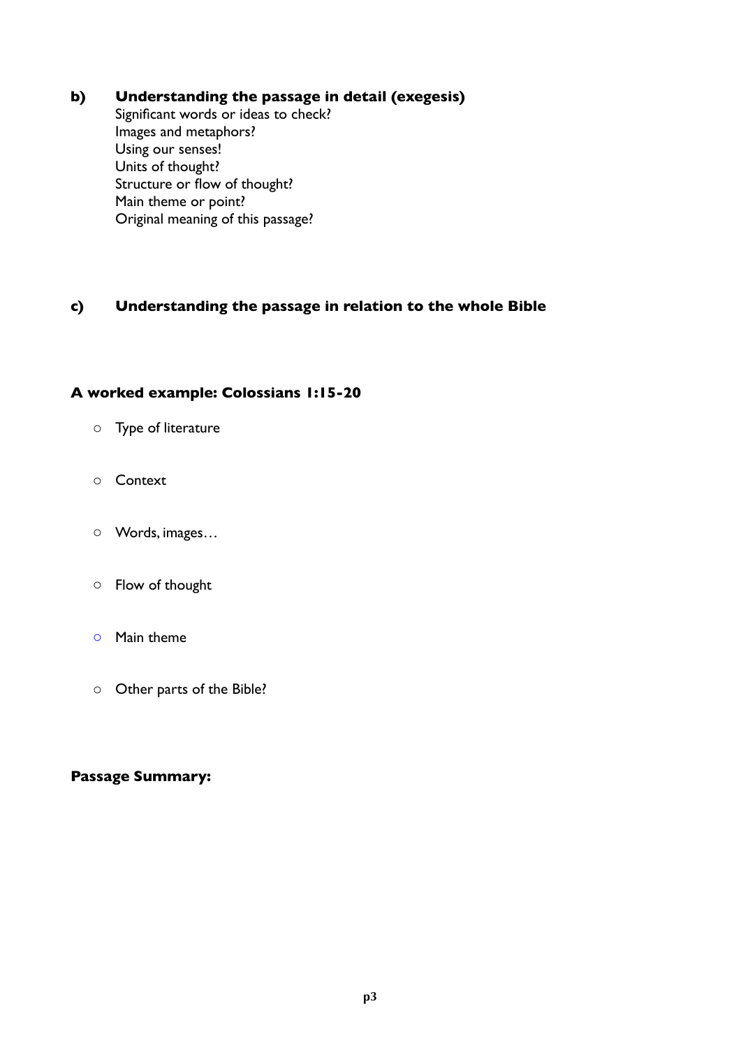**b) Understanding the passage in detail (exegesis)**

Significant words or ideas to check?
Images and metaphors?
Using our senses!
Units of thought?
Structure or flow of thought?
Main theme or point?
Original meaning of this passage?

**c) Understanding the passage in relation to the whole Bible**

**A worked example: Colossians 1:15-20**

- Type of literature
- Context
- Words, images…
- Flow of thought
- Main theme
- Other parts of the Bible?

**Passage Summary:**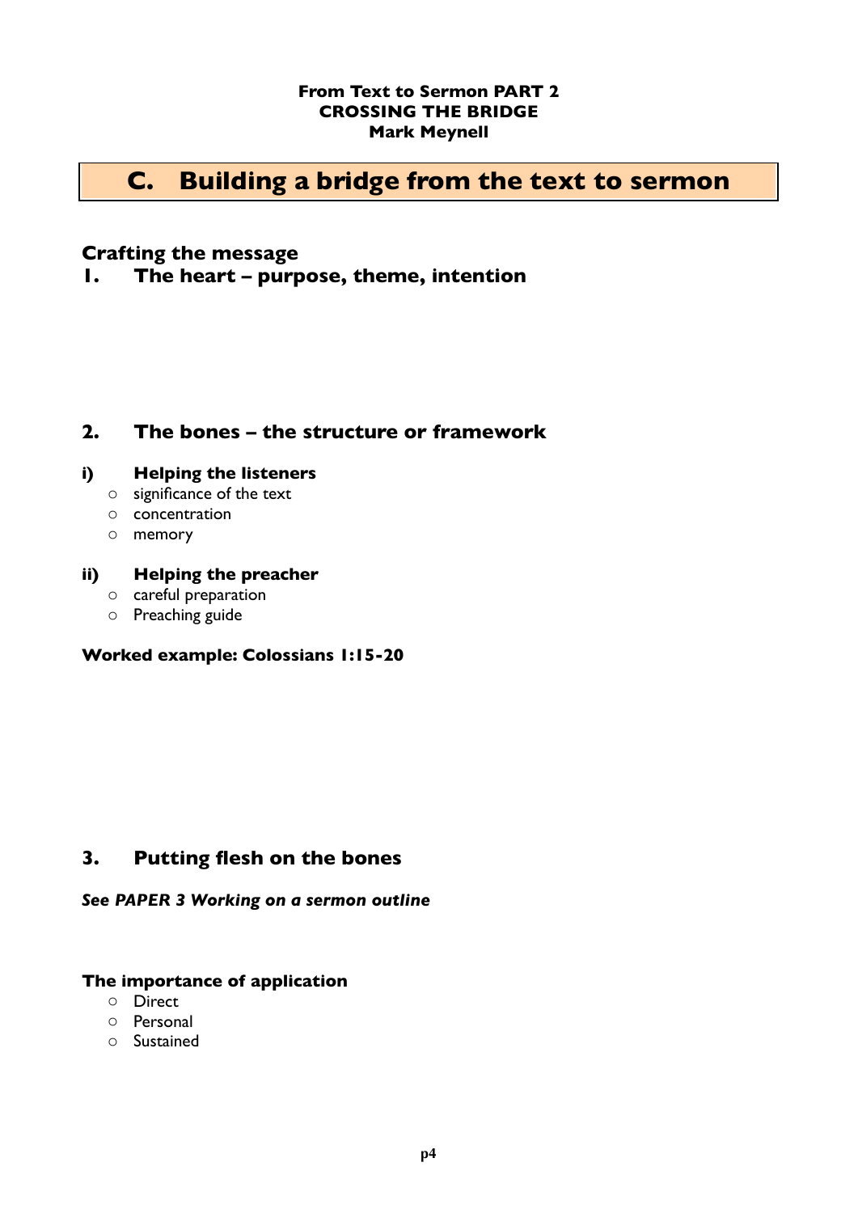**From Text to Sermon PART 2**
**CROSSING THE BRIDGE**
**Mark Meynell**

# C. Building a bridge from the text to sermon

## Crafting the message

### 1. The heart – purpose, theme, intention

### 2. The bones – the structure or framework

#### i) Helping the listeners

- significance of the text
- concentration
- memory

#### ii) Helping the preacher

- careful preparation
- Preaching guide

**Worked example: Colossians 1:15-20**

### 3. Putting flesh on the bones

***See PAPER 3 Working on a sermon outline***

**The importance of application**

- Direct
- Personal
- Sustained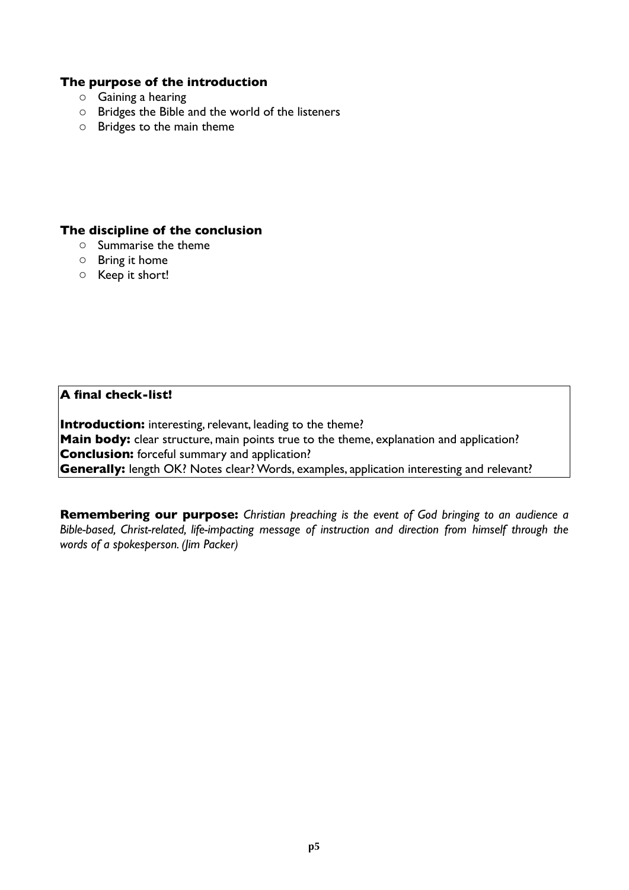### The purpose of the introduction

- Gaining a hearing
- Bridges the Bible and the world of the listeners
- Bridges to the main theme

### The discipline of the conclusion

- Summarise the theme
- Bring it home
- Keep it short!

**A final check-list!**

**Introduction:** interesting, relevant, leading to the theme?
**Main body:** clear structure, main points true to the theme, explanation and application?
**Conclusion:** forceful summary and application?
**Generally:** length OK? Notes clear? Words, examples, application interesting and relevant?

**Remembering our purpose:** *Christian preaching is the event of God bringing to an audience a Bible-based, Christ-related, life-impacting message of instruction and direction from himself through the words of a spokesperson. (Jim Packer)*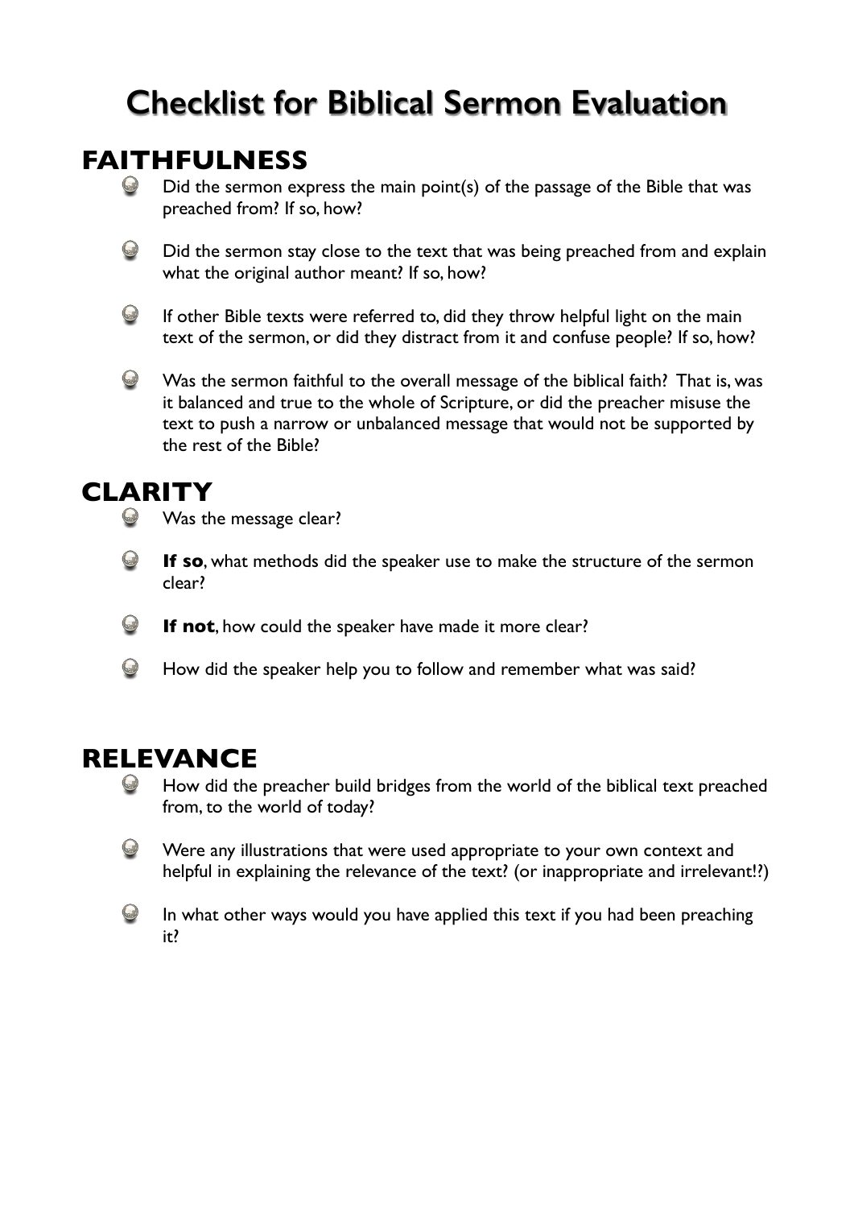# Checklist for Biblical Sermon Evaluation

## FAITHFULNESS

- Did the sermon express the main point(s) of the passage of the Bible that was preached from? If so, how?
- Did the sermon stay close to the text that was being preached from and explain what the original author meant? If so, how?
- If other Bible texts were referred to, did they throw helpful light on the main text of the sermon, or did they distract from it and confuse people? If so, how?
- Was the sermon faithful to the overall message of the biblical faith? That is, was it balanced and true to the whole of Scripture, or did the preacher misuse the text to push a narrow or unbalanced message that would not be supported by the rest of the Bible?

## CLARITY

- Was the message clear?
- **If so**, what methods did the speaker use to make the structure of the sermon clear?
- **If not**, how could the speaker have made it more clear?
- How did the speaker help you to follow and remember what was said?

## RELEVANCE

- How did the preacher build bridges from the world of the biblical text preached from, to the world of today?
- Were any illustrations that were used appropriate to your own context and helpful in explaining the relevance of the text? (or inappropriate and irrelevant!?)
- In what other ways would you have applied this text if you had been preaching it?